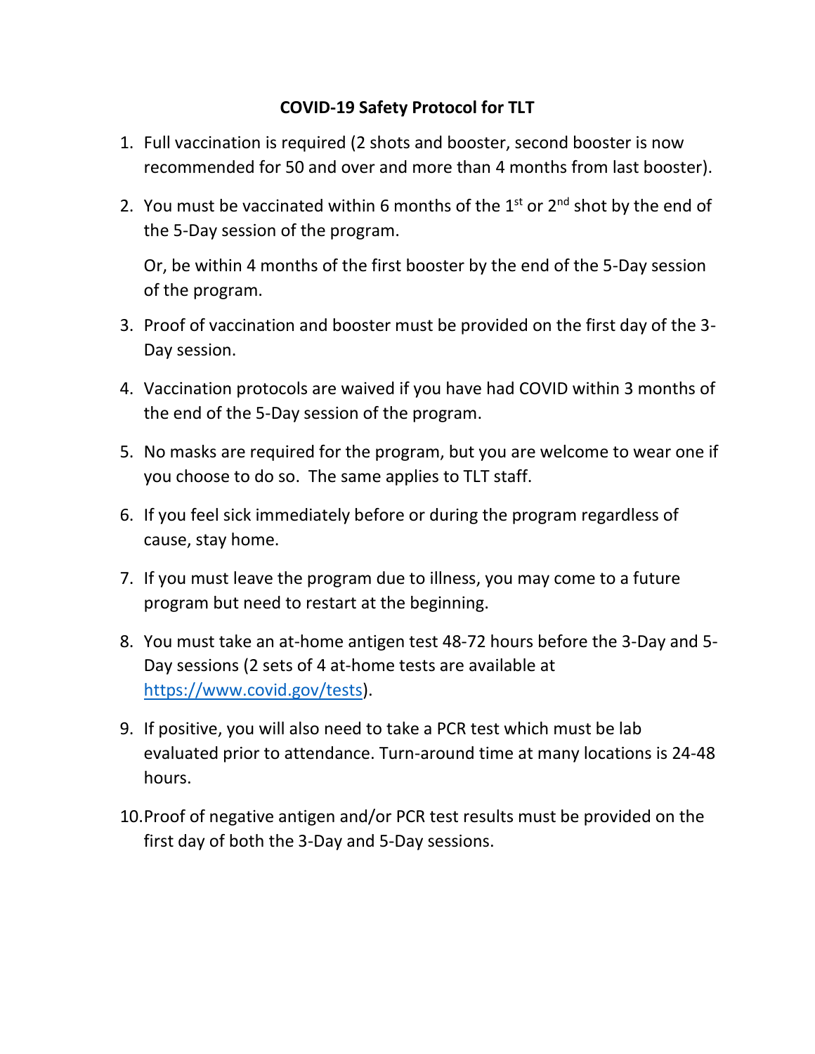**COVID-19 Safety Protocol for TLT**

1. Full vaccination is required (2 shots and booster, second booster is now recommended for 50 and over and more than 4 months from last booster).

2. You must be vaccinated within 6 months of the 1st or 2nd shot by the end of the 5-Day session of the program.

   Or, be within 4 months of the first booster by the end of the 5-Day session of the program.

3. Proof of vaccination and booster must be provided on the first day of the 3-Day session.

4. Vaccination protocols are waived if you have had COVID within 3 months of the end of the 5-Day session of the program.

5. No masks are required for the program, but you are welcome to wear one if you choose to do so. The same applies to TLT staff.

6. If you feel sick immediately before or during the program regardless of cause, stay home.

7. If you must leave the program due to illness, you may come to a future program but need to restart at the beginning.

8. You must take an at-home antigen test 48-72 hours before the 3-Day and 5-Day sessions (2 sets of 4 at-home tests are available at https://www.covid.gov/tests).

9. If positive, you will also need to take a PCR test which must be lab evaluated prior to attendance. Turn-around time at many locations is 24-48 hours.

10. Proof of negative antigen and/or PCR test results must be provided on the first day of both the 3-Day and 5-Day sessions.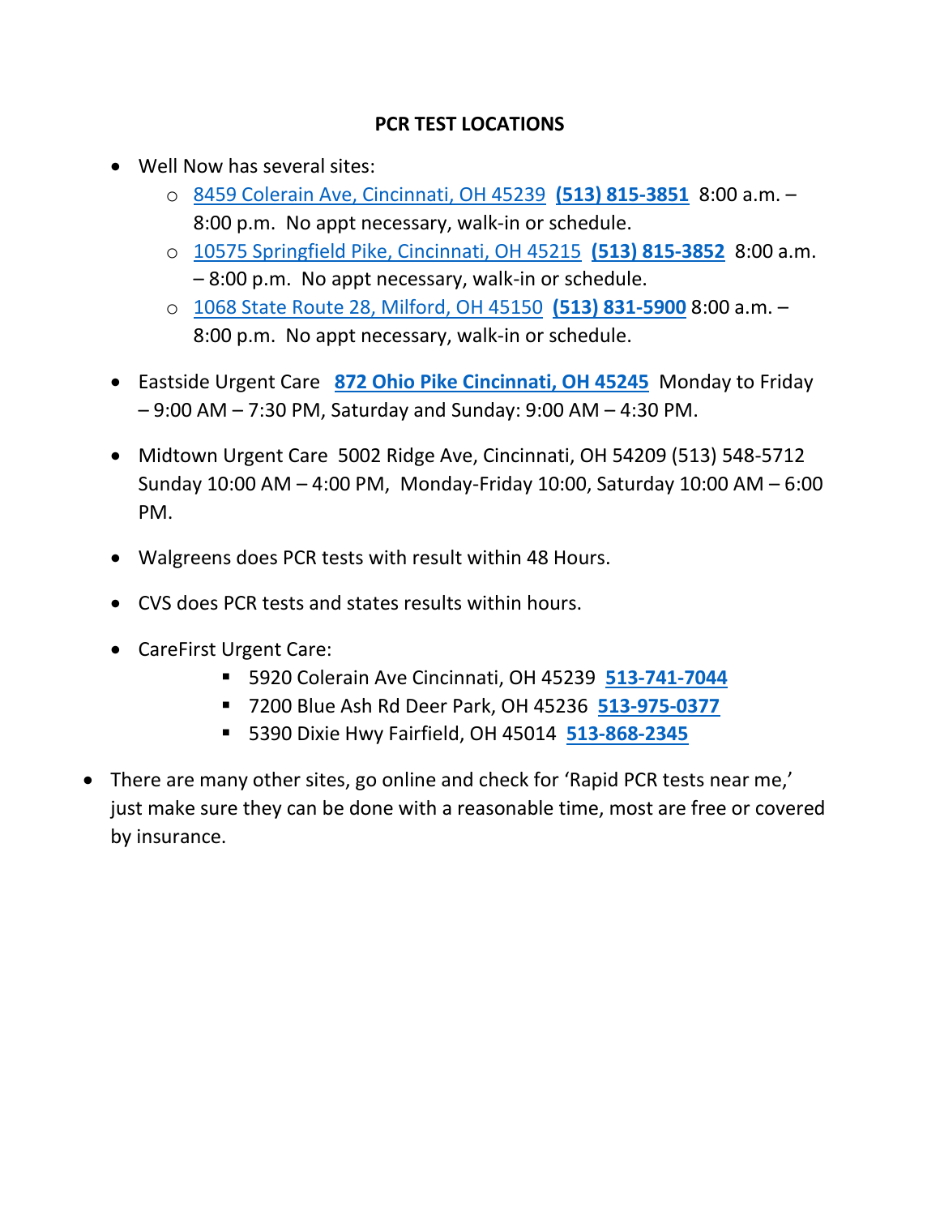**PCR TEST LOCATIONS**

- Well Now has several sites:
  - 8459 Colerain Ave, Cincinnati, OH 45239 **(513) 815-3851** 8:00 a.m. – 8:00 p.m. No appt necessary, walk-in or schedule.
  - 10575 Springfield Pike, Cincinnati, OH 45215 **(513) 815-3852** 8:00 a.m. – 8:00 p.m. No appt necessary, walk-in or schedule.
  - 1068 State Route 28, Milford, OH 45150 **(513) 831-5900** 8:00 a.m. – 8:00 p.m. No appt necessary, walk-in or schedule.

- Eastside Urgent Care **872 Ohio Pike Cincinnati, OH 45245** Monday to Friday – 9:00 AM – 7:30 PM, Saturday and Sunday: 9:00 AM – 4:30 PM.

- Midtown Urgent Care 5002 Ridge Ave, Cincinnati, OH 54209 (513) 548-5712 Sunday 10:00 AM – 4:00 PM, Monday-Friday 10:00, Saturday 10:00 AM – 6:00 PM.

- Walgreens does PCR tests with result within 48 Hours.

- CVS does PCR tests and states results within hours.

- CareFirst Urgent Care:
  - 5920 Colerain Ave Cincinnati, OH 45239 **513-741-7044**
  - 7200 Blue Ash Rd Deer Park, OH 45236 **513-975-0377**
  - 5390 Dixie Hwy Fairfield, OH 45014 **513-868-2345**

- There are many other sites, go online and check for 'Rapid PCR tests near me,' just make sure they can be done with a reasonable time, most are free or covered by insurance.